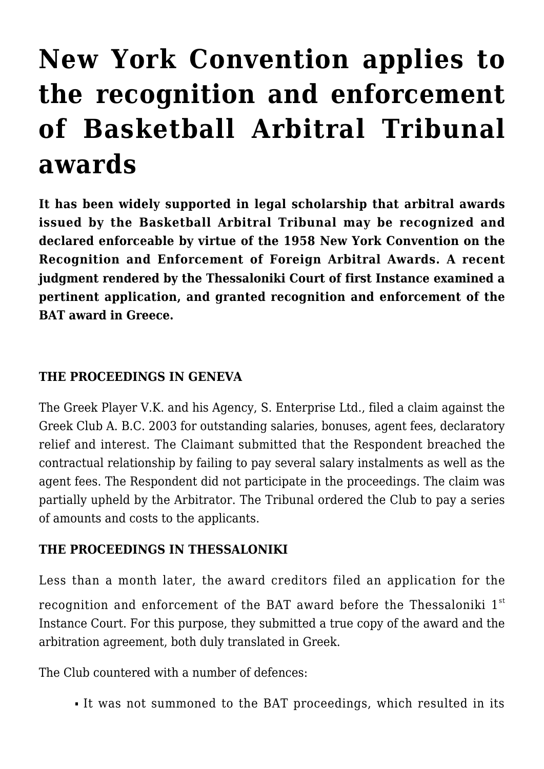# New York Convention applies to the recognition and enforcement of Basketball Arbitral Tribunal awards

**It has been widely supported in legal scholarship that arbitral awards issued by the Basketball Arbitral Tribunal may be recognized and declared enforceable by virtue of the 1958 New York Convention on the Recognition and Enforcement of Foreign Arbitral Awards. A recent judgment rendered by the Thessaloniki Court of first Instance examined a pertinent application, and granted recognition and enforcement of the BAT award in Greece.**

**THE PROCEEDINGS IN GENEVA**

The Greek Player V.K. and his Agency, S. Enterprise Ltd., filed a claim against the Greek Club A. B.C. 2003 for outstanding salaries, bonuses, agent fees, declaratory relief and interest. The Claimant submitted that the Respondent breached the contractual relationship by failing to pay several salary instalments as well as the agent fees. The Respondent did not participate in the proceedings. The claim was partially upheld by the Arbitrator. The Tribunal ordered the Club to pay a series of amounts and costs to the applicants.

**THE PROCEEDINGS IN THESSALONIKI**

Less than a month later, the award creditors filed an application for the recognition and enforcement of the BAT award before the Thessaloniki 1st Instance Court. For this purpose, they submitted a true copy of the award and the arbitration agreement, both duly translated in Greek.

The Club countered with a number of defences:

- It was not summoned to the BAT proceedings, which resulted in its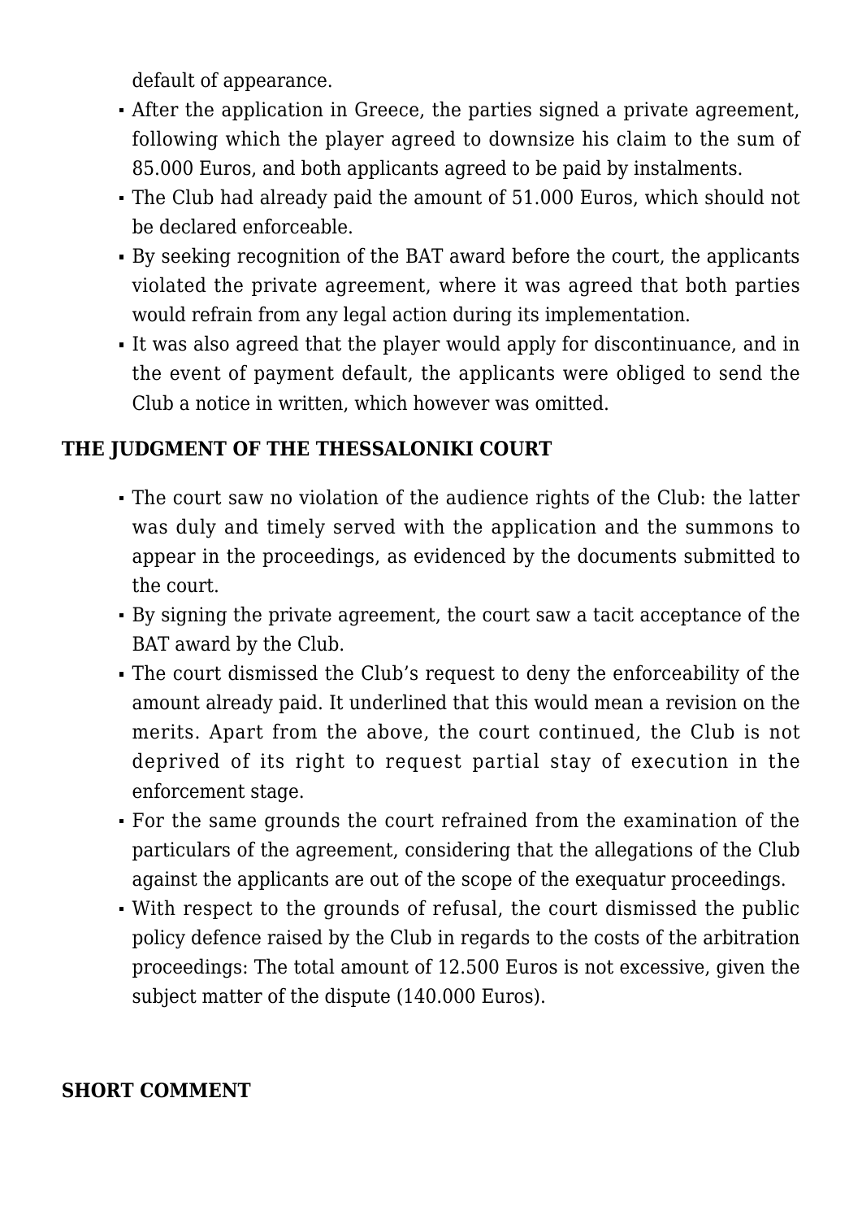default of appearance.

- After the application in Greece, the parties signed a private agreement, following which the player agreed to downsize his claim to the sum of 85.000 Euros, and both applicants agreed to be paid by instalments.
- The Club had already paid the amount of 51.000 Euros, which should not be declared enforceable.
- By seeking recognition of the BAT award before the court, the applicants violated the private agreement, where it was agreed that both parties would refrain from any legal action during its implementation.
- It was also agreed that the player would apply for discontinuance, and in the event of payment default, the applicants were obliged to send the Club a notice in written, which however was omitted.

## THE JUDGMENT OF THE THESSALONIKI COURT

- The court saw no violation of the audience rights of the Club: the latter was duly and timely served with the application and the summons to appear in the proceedings, as evidenced by the documents submitted to the court.
- By signing the private agreement, the court saw a tacit acceptance of the BAT award by the Club.
- The court dismissed the Club's request to deny the enforceability of the amount already paid. It underlined that this would mean a revision on the merits. Apart from the above, the court continued, the Club is not deprived of its right to request partial stay of execution in the enforcement stage.
- For the same grounds the court refrained from the examination of the particulars of the agreement, considering that the allegations of the Club against the applicants are out of the scope of the exequatur proceedings.
- With respect to the grounds of refusal, the court dismissed the public policy defence raised by the Club in regards to the costs of the arbitration proceedings: The total amount of 12.500 Euros is not excessive, given the subject matter of the dispute (140.000 Euros).

## SHORT COMMENT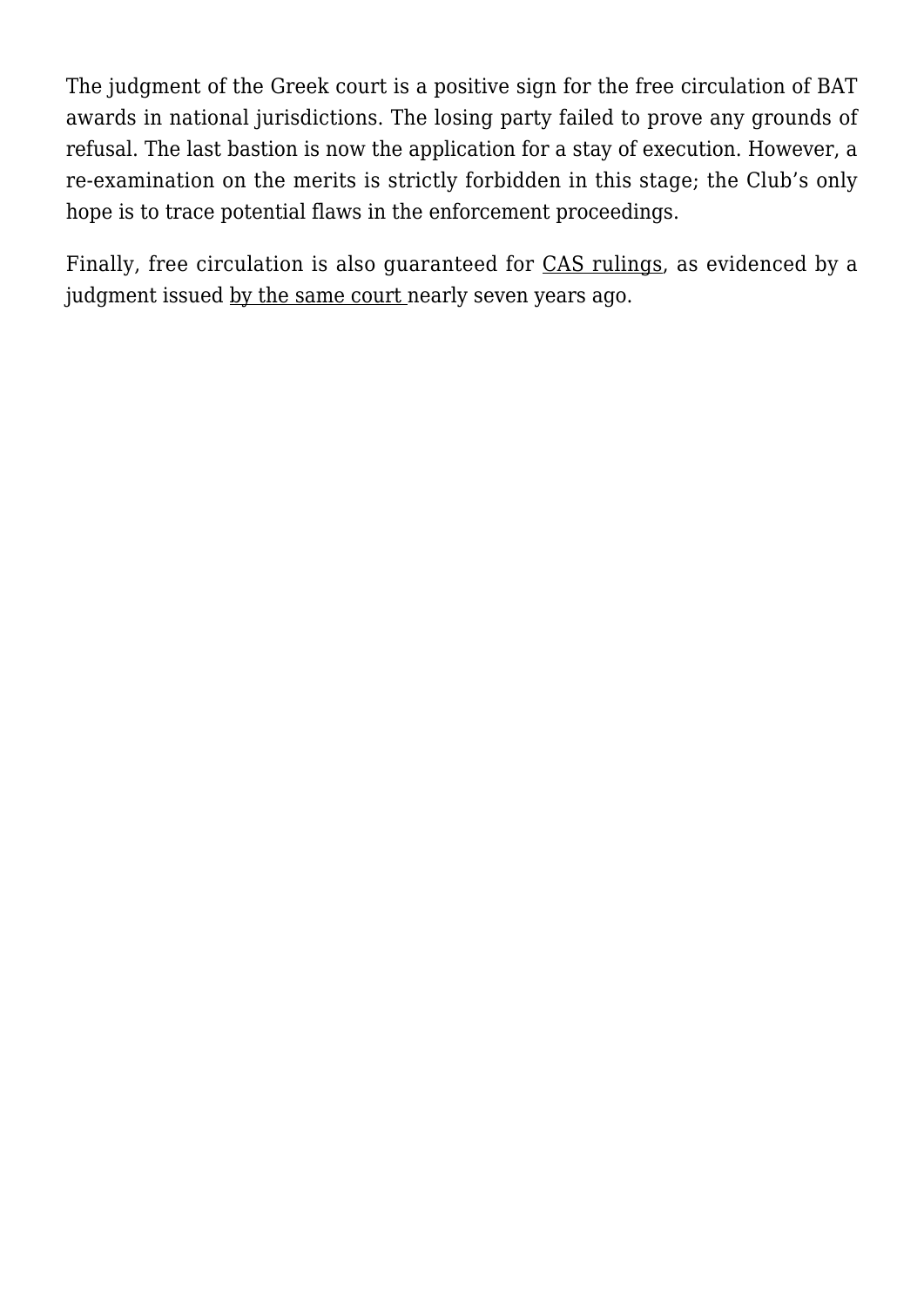The judgment of the Greek court is a positive sign for the free circulation of BAT awards in national jurisdictions. The losing party failed to prove any grounds of refusal. The last bastion is now the application for a stay of execution. However, a re-examination on the merits is strictly forbidden in this stage; the Club's only hope is to trace potential flaws in the enforcement proceedings.

Finally, free circulation is also guaranteed for CAS rulings, as evidenced by a judgment issued by the same court nearly seven years ago.